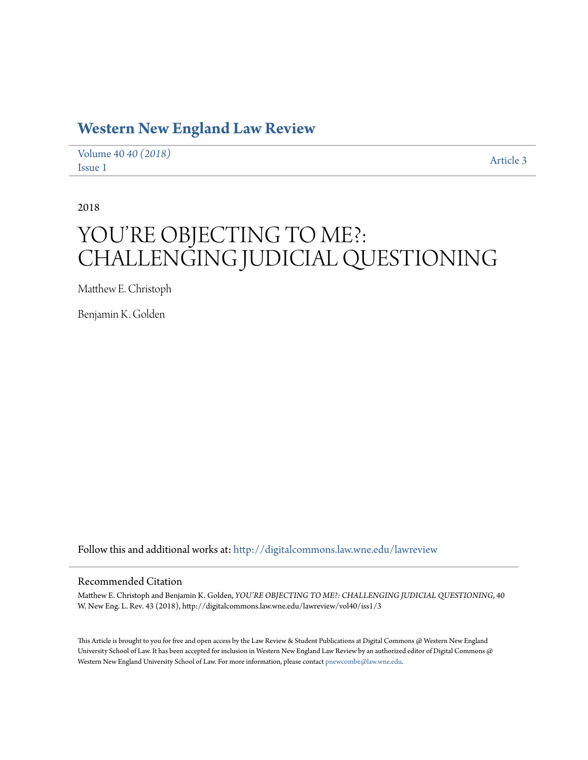# Western New England Law Review

Volume 40 *40 (2018)*
Issue 1

Article 3

2018

# YOU'RE OBJECTING TO ME?: CHALLENGING JUDICIAL QUESTIONING

Matthew E. Christoph

Benjamin K. Golden

Follow this and additional works at: http://digitalcommons.law.wne.edu/lawreview

## Recommended Citation

Matthew E. Christoph and Benjamin K. Golden, *YOU'RE OBJECTING TO ME?: CHALLENGING JUDICIAL QUESTIONING*, 40 W. New Eng. L. Rev. 43 (2018), http://digitalcommons.law.wne.edu/lawreview/vol40/iss1/3

This Article is brought to you for free and open access by the Law Review & Student Publications at Digital Commons @ Western New England University School of Law. It has been accepted for inclusion in Western New England Law Review by an authorized editor of Digital Commons @ Western New England University School of Law. For more information, please contact pnewcombe@law.wne.edu.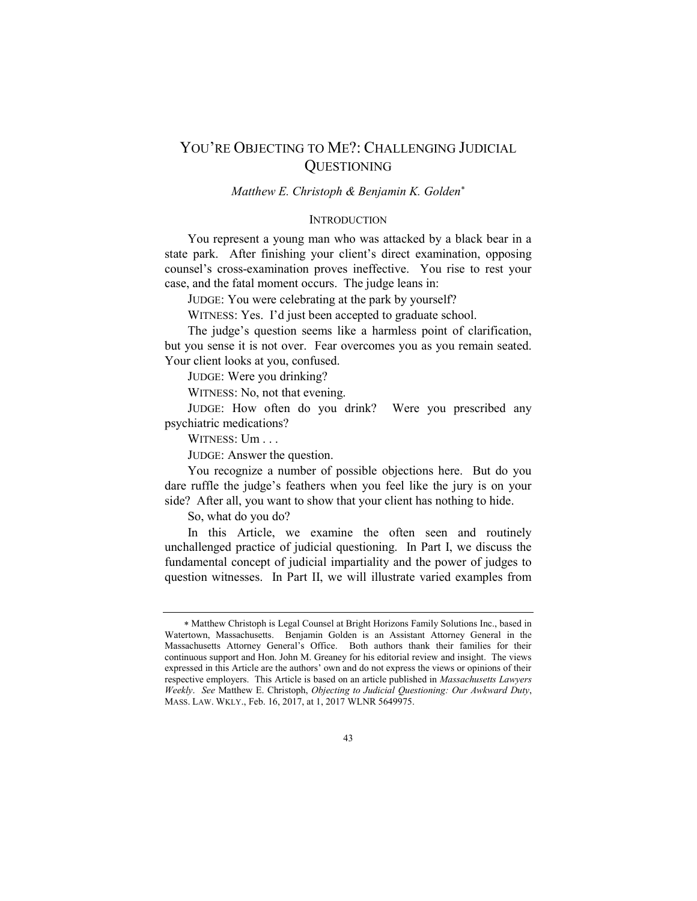# YOU'RE OBJECTING TO ME?: CHALLENGING JUDICIAL QUESTIONING

*Matthew E. Christoph & Benjamin K. Golden*[\*]

## INTRODUCTION

You represent a young man who was attacked by a black bear in a state park. After finishing your client's direct examination, opposing counsel's cross-examination proves ineffective. You rise to rest your case, and the fatal moment occurs. The judge leans in:

JUDGE: You were celebrating at the park by yourself?

WITNESS: Yes. I'd just been accepted to graduate school.

The judge's question seems like a harmless point of clarification, but you sense it is not over. Fear overcomes you as you remain seated. Your client looks at you, confused.

JUDGE: Were you drinking?

WITNESS: No, not that evening.

JUDGE: How often do you drink? Were you prescribed any psychiatric medications?

WITNESS: Um . . .

JUDGE: Answer the question.

You recognize a number of possible objections here. But do you dare ruffle the judge's feathers when you feel like the jury is on your side? After all, you want to show that your client has nothing to hide.

So, what do you do?

In this Article, we examine the often seen and routinely unchallenged practice of judicial questioning. In Part I, we discuss the fundamental concept of judicial impartiality and the power of judges to question witnesses. In Part II, we will illustrate varied examples from

---

[\*] Matthew Christoph is Legal Counsel at Bright Horizons Family Solutions Inc., based in Watertown, Massachusetts. Benjamin Golden is an Assistant Attorney General in the Massachusetts Attorney General's Office. Both authors thank their families for their continuous support and Hon. John M. Greaney for his editorial review and insight. The views expressed in this Article are the authors' own and do not express the views or opinions of their respective employers. This Article is based on an article published in *Massachusetts Lawyers Weekly*. *See* Matthew E. Christoph, *Objecting to Judicial Questioning: Our Awkward Duty*, MASS. LAW. WKLY., Feb. 16, 2017, at 1, 2017 WLNR 5649975.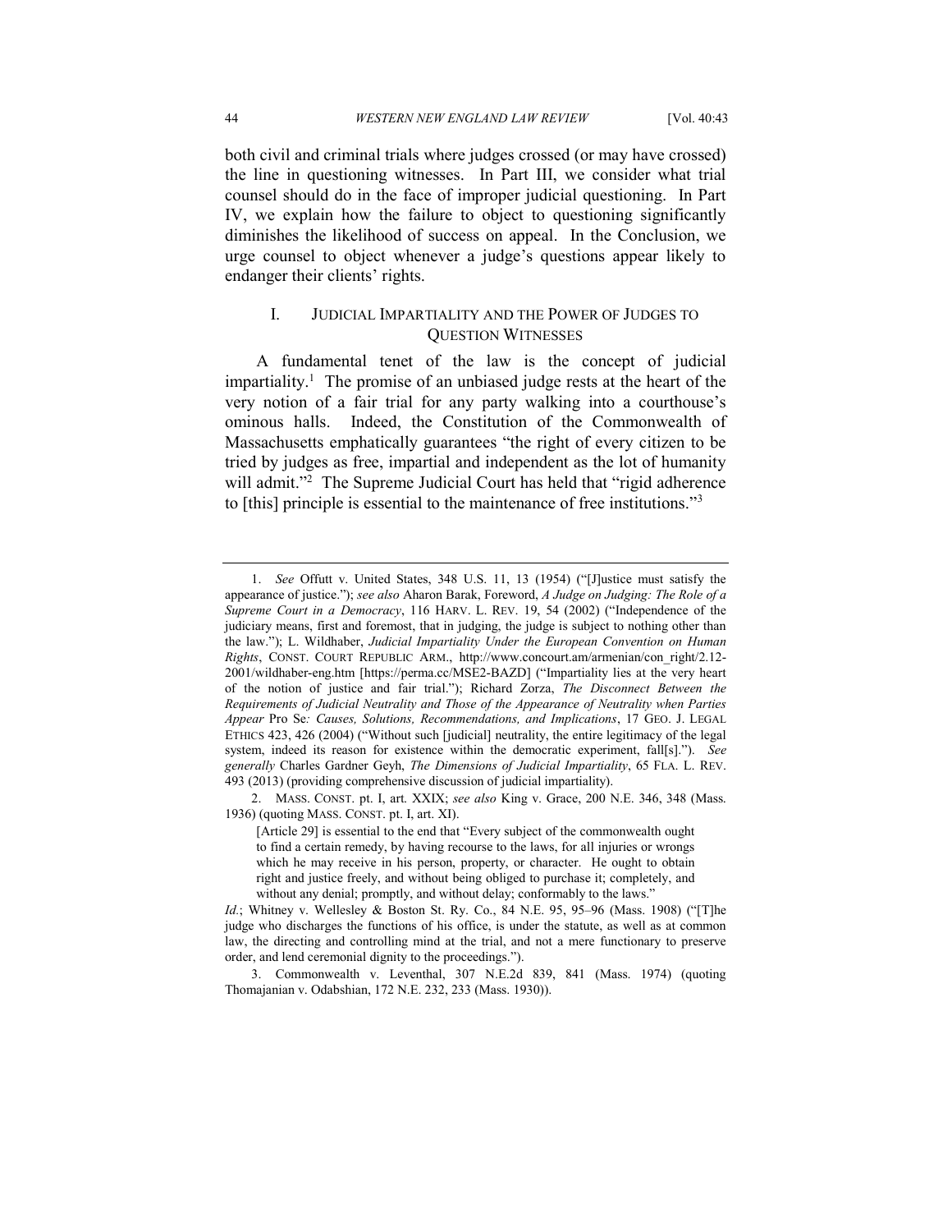both civil and criminal trials where judges crossed (or may have crossed) the line in questioning witnesses. In Part III, we consider what trial counsel should do in the face of improper judicial questioning. In Part IV, we explain how the failure to object to questioning significantly diminishes the likelihood of success on appeal. In the Conclusion, we urge counsel to object whenever a judge's questions appear likely to endanger their clients' rights.

## I. JUDICIAL IMPARTIALITY AND THE POWER OF JUDGES TO QUESTION WITNESSES

A fundamental tenet of the law is the concept of judicial impartiality.[1] The promise of an unbiased judge rests at the heart of the very notion of a fair trial for any party walking into a courthouse's ominous halls. Indeed, the Constitution of the Commonwealth of Massachusetts emphatically guarantees "the right of every citizen to be tried by judges as free, impartial and independent as the lot of humanity will admit."[2] The Supreme Judicial Court has held that "rigid adherence to [this] principle is essential to the maintenance of free institutions."[3]

---

1. *See* Offutt v. United States, 348 U.S. 11, 13 (1954) ("[J]ustice must satisfy the appearance of justice."); *see also* Aharon Barak, Foreword, *A Judge on Judging: The Role of a Supreme Court in a Democracy*, 116 HARV. L. REV. 19, 54 (2002) ("Independence of the judiciary means, first and foremost, that in judging, the judge is subject to nothing other than the law."); L. Wildhaber, *Judicial Impartiality Under the European Convention on Human Rights*, CONST. COURT REPUBLIC ARM., http://www.concourt.am/armenian/con_right/2.12-2001/wildhaber-eng.htm [https://perma.cc/MSE2-BAZD] ("Impartiality lies at the very heart of the notion of justice and fair trial."); Richard Zorza, *The Disconnect Between the Requirements of Judicial Neutrality and Those of the Appearance of Neutrality when Parties Appear* Pro Se*: Causes, Solutions, Recommendations, and Implications*, 17 GEO. J. LEGAL ETHICS 423, 426 (2004) ("Without such [judicial] neutrality, the entire legitimacy of the legal system, indeed its reason for existence within the democratic experiment, fall[s]."). *See generally* Charles Gardner Geyh, *The Dimensions of Judicial Impartiality*, 65 FLA. L. REV. 493 (2013) (providing comprehensive discussion of judicial impartiality).

2. MASS. CONST. pt. I, art. XXIX; *see also* King v. Grace, 200 N.E. 346, 348 (Mass. 1936) (quoting MASS. CONST. pt. I, art. XI).

> [Article 29] is essential to the end that "Every subject of the commonwealth ought to find a certain remedy, by having recourse to the laws, for all injuries or wrongs which he may receive in his person, property, or character. He ought to obtain right and justice freely, and without being obliged to purchase it; completely, and without any denial; promptly, and without delay; conformably to the laws."

*Id.*; Whitney v. Wellesley & Boston St. Ry. Co., 84 N.E. 95, 95–96 (Mass. 1908) ("[T]he judge who discharges the functions of his office, is under the statute, as well as at common law, the directing and controlling mind at the trial, and not a mere functionary to preserve order, and lend ceremonial dignity to the proceedings.").

3. Commonwealth v. Leventhal, 307 N.E.2d 839, 841 (Mass. 1974) (quoting Thomajanian v. Odabshian, 172 N.E. 232, 233 (Mass. 1930)).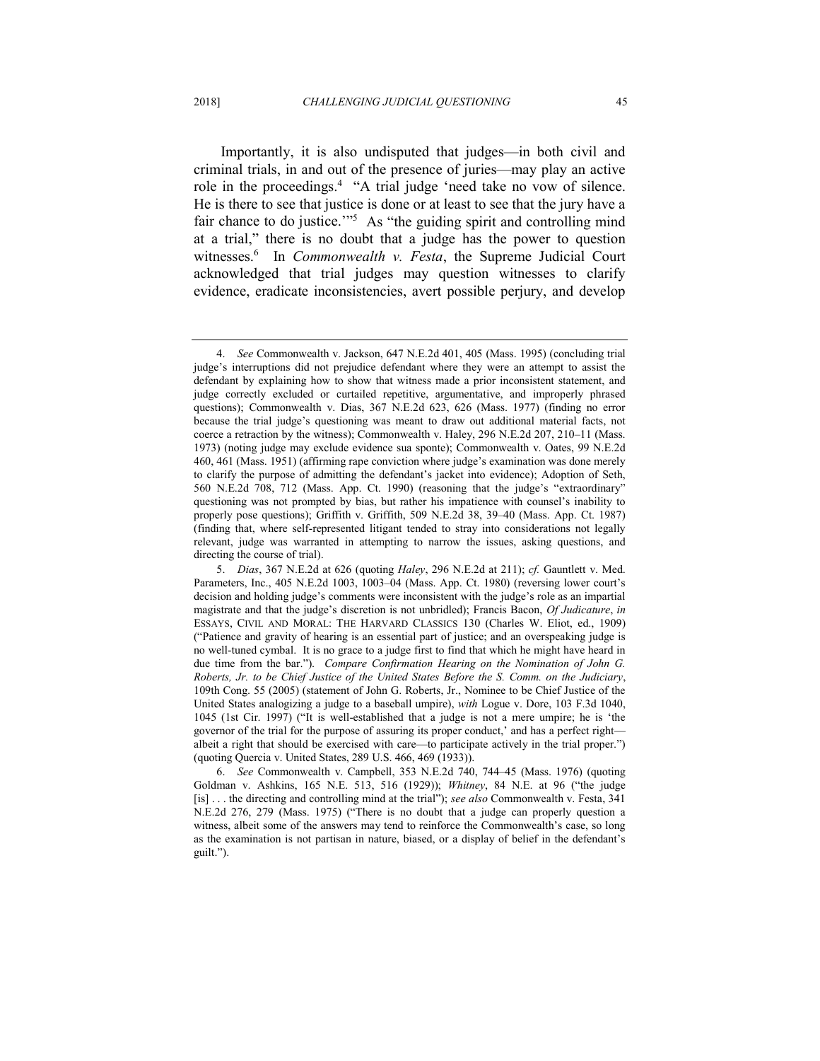Importantly, it is also undisputed that judges—in both civil and criminal trials, in and out of the presence of juries—may play an active role in the proceedings.[4] "A trial judge 'need take no vow of silence. He is there to see that justice is done or at least to see that the jury have a fair chance to do justice.'"[5] As "the guiding spirit and controlling mind at a trial," there is no doubt that a judge has the power to question witnesses.[6] In *Commonwealth v. Festa*, the Supreme Judicial Court acknowledged that trial judges may question witnesses to clarify evidence, eradicate inconsistencies, avert possible perjury, and develop

---

4. *See* Commonwealth v. Jackson, 647 N.E.2d 401, 405 (Mass. 1995) (concluding trial judge's interruptions did not prejudice defendant where they were an attempt to assist the defendant by explaining how to show that witness made a prior inconsistent statement, and judge correctly excluded or curtailed repetitive, argumentative, and improperly phrased questions); Commonwealth v. Dias, 367 N.E.2d 623, 626 (Mass. 1977) (finding no error because the trial judge's questioning was meant to draw out additional material facts, not coerce a retraction by the witness); Commonwealth v. Haley, 296 N.E.2d 207, 210–11 (Mass. 1973) (noting judge may exclude evidence sua sponte); Commonwealth v. Oates, 99 N.E.2d 460, 461 (Mass. 1951) (affirming rape conviction where judge's examination was done merely to clarify the purpose of admitting the defendant's jacket into evidence); Adoption of Seth, 560 N.E.2d 708, 712 (Mass. App. Ct. 1990) (reasoning that the judge's "extraordinary" questioning was not prompted by bias, but rather his impatience with counsel's inability to properly pose questions); Griffith v. Griffith, 509 N.E.2d 38, 39–40 (Mass. App. Ct. 1987) (finding that, where self-represented litigant tended to stray into considerations not legally relevant, judge was warranted in attempting to narrow the issues, asking questions, and directing the course of trial).

5. *Dias*, 367 N.E.2d at 626 (quoting *Haley*, 296 N.E.2d at 211); *cf.* Gauntlett v. Med. Parameters, Inc., 405 N.E.2d 1003, 1003–04 (Mass. App. Ct. 1980) (reversing lower court's decision and holding judge's comments were inconsistent with the judge's role as an impartial magistrate and that the judge's discretion is not unbridled); Francis Bacon, *Of Judicature*, *in* ESSAYS, CIVIL AND MORAL: THE HARVARD CLASSICS 130 (Charles W. Eliot, ed., 1909) ("Patience and gravity of hearing is an essential part of justice; and an overspeaking judge is no well-tuned cymbal. It is no grace to a judge first to find that which he might have heard in due time from the bar."). *Compare Confirmation Hearing on the Nomination of John G. Roberts, Jr. to be Chief Justice of the United States Before the S. Comm. on the Judiciary*, 109th Cong. 55 (2005) (statement of John G. Roberts, Jr., Nominee to be Chief Justice of the United States analogizing a judge to a baseball umpire), *with* Logue v. Dore, 103 F.3d 1040, 1045 (1st Cir. 1997) ("It is well-established that a judge is not a mere umpire; he is 'the governor of the trial for the purpose of assuring its proper conduct,' and has a perfect right—albeit a right that should be exercised with care—to participate actively in the trial proper.") (quoting Quercia v. United States, 289 U.S. 466, 469 (1933)).

6. *See* Commonwealth v. Campbell, 353 N.E.2d 740, 744–45 (Mass. 1976) (quoting Goldman v. Ashkins, 165 N.E. 513, 516 (1929)); *Whitney*, 84 N.E. at 96 ("the judge [is] . . . the directing and controlling mind at the trial"); *see also* Commonwealth v. Festa, 341 N.E.2d 276, 279 (Mass. 1975) ("There is no doubt that a judge can properly question a witness, albeit some of the answers may tend to reinforce the Commonwealth's case, so long as the examination is not partisan in nature, biased, or a display of belief in the defendant's guilt.").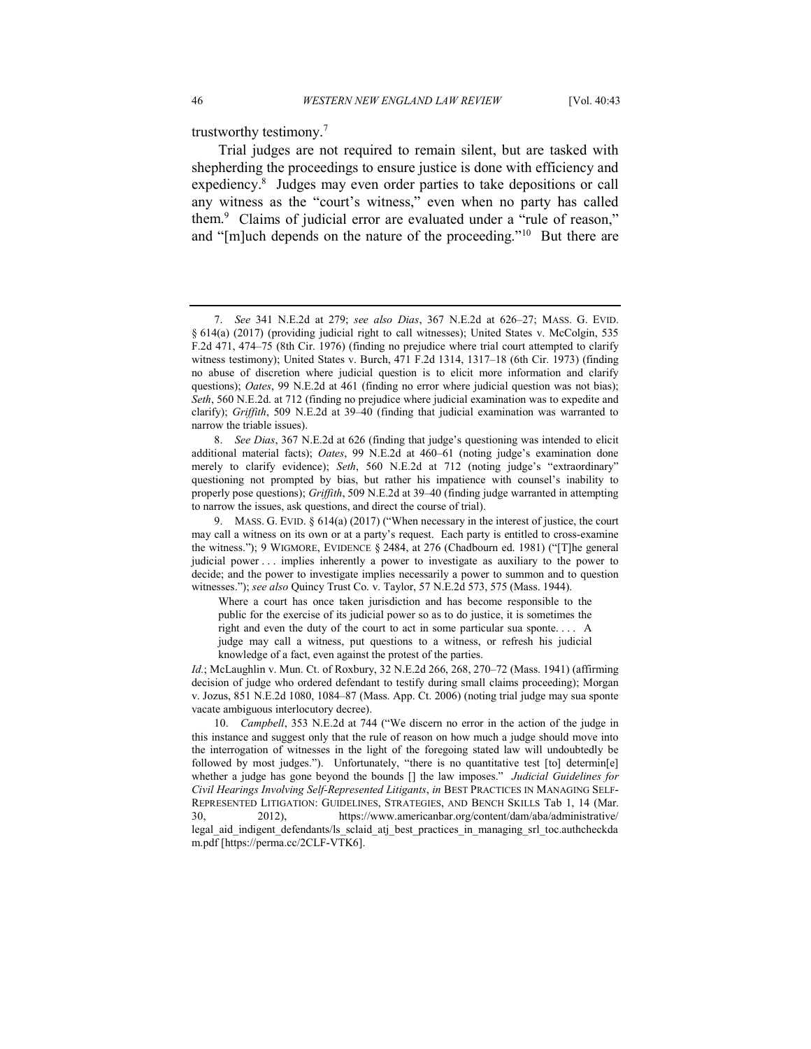trustworthy testimony.[7]

Trial judges are not required to remain silent, but are tasked with shepherding the proceedings to ensure justice is done with efficiency and expediency.[8] Judges may even order parties to take depositions or call any witness as the "court's witness," even when no party has called them.[9] Claims of judicial error are evaluated under a "rule of reason," and "[m]uch depends on the nature of the proceeding."[10] But there are

---

7. *See* 341 N.E.2d at 279; *see also Dias*, 367 N.E.2d at 626–27; MASS. G. EVID. § 614(a) (2017) (providing judicial right to call witnesses); United States v. McColgin, 535 F.2d 471, 474–75 (8th Cir. 1976) (finding no prejudice where trial court attempted to clarify witness testimony); United States v. Burch, 471 F.2d 1314, 1317–18 (6th Cir. 1973) (finding no abuse of discretion where judicial question is to elicit more information and clarify questions); *Oates*, 99 N.E.2d at 461 (finding no error where judicial question was not bias); *Seth*, 560 N.E.2d. at 712 (finding no prejudice where judicial examination was to expedite and clarify); *Griffith*, 509 N.E.2d at 39–40 (finding that judicial examination was warranted to narrow the triable issues).

8. *See Dias*, 367 N.E.2d at 626 (finding that judge's questioning was intended to elicit additional material facts); *Oates*, 99 N.E.2d at 460–61 (noting judge's examination done merely to clarify evidence); *Seth*, 560 N.E.2d at 712 (noting judge's "extraordinary" questioning not prompted by bias, but rather his impatience with counsel's inability to properly pose questions); *Griffith*, 509 N.E.2d at 39–40 (finding judge warranted in attempting to narrow the issues, ask questions, and direct the course of trial).

9. MASS. G. EVID. § 614(a) (2017) ("When necessary in the interest of justice, the court may call a witness on its own or at a party's request. Each party is entitled to cross-examine the witness."); 9 WIGMORE, EVIDENCE § 2484, at 276 (Chadbourn ed. 1981) ("[T]he general judicial power . . . implies inherently a power to investigate as auxiliary to the power to decide; and the power to investigate implies necessarily a power to summon and to question witnesses."); *see also* Quincy Trust Co. v. Taylor, 57 N.E.2d 573, 575 (Mass. 1944).

> Where a court has once taken jurisdiction and has become responsible to the public for the exercise of its judicial power so as to do justice, it is sometimes the right and even the duty of the court to act in some particular sua sponte. . . . A judge may call a witness, put questions to a witness, or refresh his judicial knowledge of a fact, even against the protest of the parties.

*Id.*; McLaughlin v. Mun. Ct. of Roxbury, 32 N.E.2d 266, 268, 270–72 (Mass. 1941) (affirming decision of judge who ordered defendant to testify during small claims proceeding); Morgan v. Jozus, 851 N.E.2d 1080, 1084–87 (Mass. App. Ct. 2006) (noting trial judge may sua sponte vacate ambiguous interlocutory decree).

10. *Campbell*, 353 N.E.2d at 744 ("We discern no error in the action of the judge in this instance and suggest only that the rule of reason on how much a judge should move into the interrogation of witnesses in the light of the foregoing stated law will undoubtedly be followed by most judges."). Unfortunately, "there is no quantitative test [to] determin[e] whether a judge has gone beyond the bounds [] the law imposes." *Judicial Guidelines for Civil Hearings Involving Self-Represented Litigants*, *in* BEST PRACTICES IN MANAGING SELF-REPRESENTED LITIGATION: GUIDELINES, STRATEGIES, AND BENCH SKILLS Tab 1, 14 (Mar. 30, 2012), https://www.americanbar.org/content/dam/aba/administrative/legal_aid_indigent_defendants/ls_sclaid_atj_best_practices_in_managing_srl_toc.authcheckdam.pdf [https://perma.cc/2CLF-VTK6].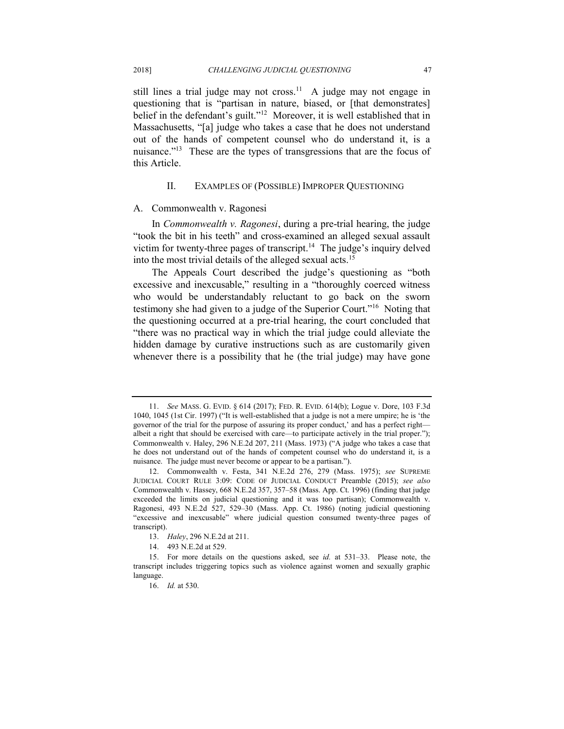still lines a trial judge may not cross.[11] A judge may not engage in questioning that is "partisan in nature, biased, or [that demonstrates] belief in the defendant's guilt."[12] Moreover, it is well established that in Massachusetts, "[a] judge who takes a case that he does not understand out of the hands of competent counsel who do understand it, is a nuisance."[13] These are the types of transgressions that are the focus of this Article.

## II. Examples of (Possible) Improper Questioning

### A. Commonwealth v. Ragonesi

In *Commonwealth v. Ragonesi*, during a pre-trial hearing, the judge "took the bit in his teeth" and cross-examined an alleged sexual assault victim for twenty-three pages of transcript.[14] The judge's inquiry delved into the most trivial details of the alleged sexual acts.[15]

The Appeals Court described the judge's questioning as "both excessive and inexcusable," resulting in a "thoroughly coerced witness who would be understandably reluctant to go back on the sworn testimony she had given to a judge of the Superior Court."[16] Noting that the questioning occurred at a pre-trial hearing, the court concluded that "there was no practical way in which the trial judge could alleviate the hidden damage by curative instructions such as are customarily given whenever there is a possibility that he (the trial judge) may have gone

---

11. *See* Mass. G. Evid. § 614 (2017); Fed. R. Evid. 614(b); Logue v. Dore, 103 F.3d 1040, 1045 (1st Cir. 1997) ("It is well-established that a judge is not a mere umpire; he is 'the governor of the trial for the purpose of assuring its proper conduct,' and has a perfect right—albeit a right that should be exercised with care—to participate actively in the trial proper."); Commonwealth v. Haley, 296 N.E.2d 207, 211 (Mass. 1973) ("A judge who takes a case that he does not understand out of the hands of competent counsel who do understand it, is a nuisance. The judge must never become or appear to be a partisan.").

12. Commonwealth v. Festa, 341 N.E.2d 276, 279 (Mass. 1975); *see* Supreme Judicial Court Rule 3:09: Code of Judicial Conduct Preamble (2015); *see also* Commonwealth v. Hassey, 668 N.E.2d 357, 357–58 (Mass. App. Ct. 1996) (finding that judge exceeded the limits on judicial questioning and it was too partisan); Commonwealth v. Ragonesi, 493 N.E.2d 527, 529–30 (Mass. App. Ct. 1986) (noting judicial questioning "excessive and inexcusable" where judicial question consumed twenty-three pages of transcript).

13. *Haley*, 296 N.E.2d at 211.

14. 493 N.E.2d at 529.

15. For more details on the questions asked, see *id.* at 531–33. Please note, the transcript includes triggering topics such as violence against women and sexually graphic language.

16. *Id.* at 530.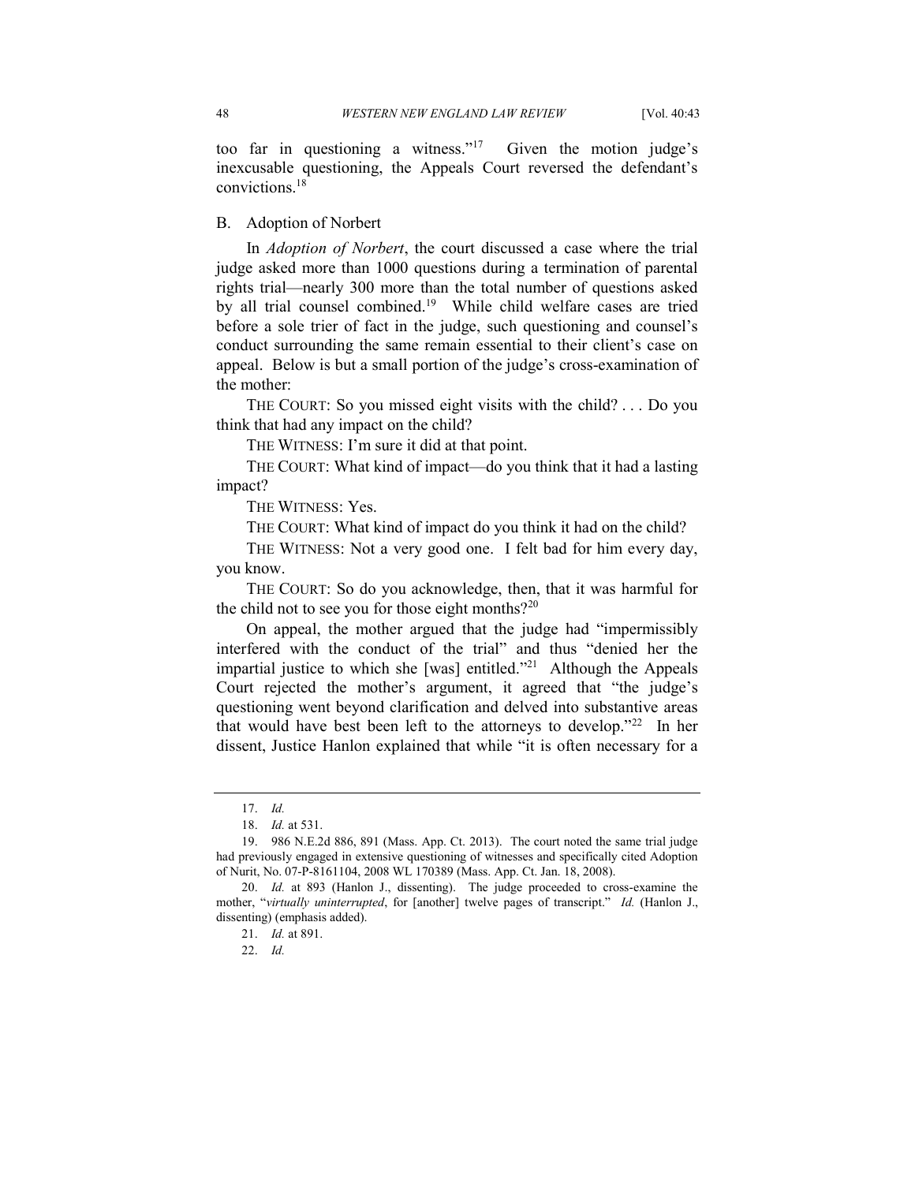too far in questioning a witness."[17] Given the motion judge's inexcusable questioning, the Appeals Court reversed the defendant's convictions.[18]

## B. Adoption of Norbert

In *Adoption of Norbert*, the court discussed a case where the trial judge asked more than 1000 questions during a termination of parental rights trial—nearly 300 more than the total number of questions asked by all trial counsel combined.[19] While child welfare cases are tried before a sole trier of fact in the judge, such questioning and counsel's conduct surrounding the same remain essential to their client's case on appeal. Below is but a small portion of the judge's cross-examination of the mother:

THE COURT: So you missed eight visits with the child? . . . Do you think that had any impact on the child?

THE WITNESS: I'm sure it did at that point.

THE COURT: What kind of impact—do you think that it had a lasting impact?

THE WITNESS: Yes.

THE COURT: What kind of impact do you think it had on the child?

THE WITNESS: Not a very good one. I felt bad for him every day, you know.

THE COURT: So do you acknowledge, then, that it was harmful for the child not to see you for those eight months?[20]

On appeal, the mother argued that the judge had "impermissibly interfered with the conduct of the trial" and thus "denied her the impartial justice to which she [was] entitled."[21] Although the Appeals Court rejected the mother's argument, it agreed that "the judge's questioning went beyond clarification and delved into substantive areas that would have best been left to the attorneys to develop."[22] In her dissent, Justice Hanlon explained that while "it is often necessary for a

---

17. *Id.*

18. *Id.* at 531.

19. 986 N.E.2d 886, 891 (Mass. App. Ct. 2013). The court noted the same trial judge had previously engaged in extensive questioning of witnesses and specifically cited Adoption of Nurit, No. 07-P-8161104, 2008 WL 170389 (Mass. App. Ct. Jan. 18, 2008).

20. *Id.* at 893 (Hanlon J., dissenting). The judge proceeded to cross-examine the mother, "*virtually uninterrupted*, for [another] twelve pages of transcript." *Id.* (Hanlon J., dissenting) (emphasis added).

21. *Id.* at 891.

22. *Id.*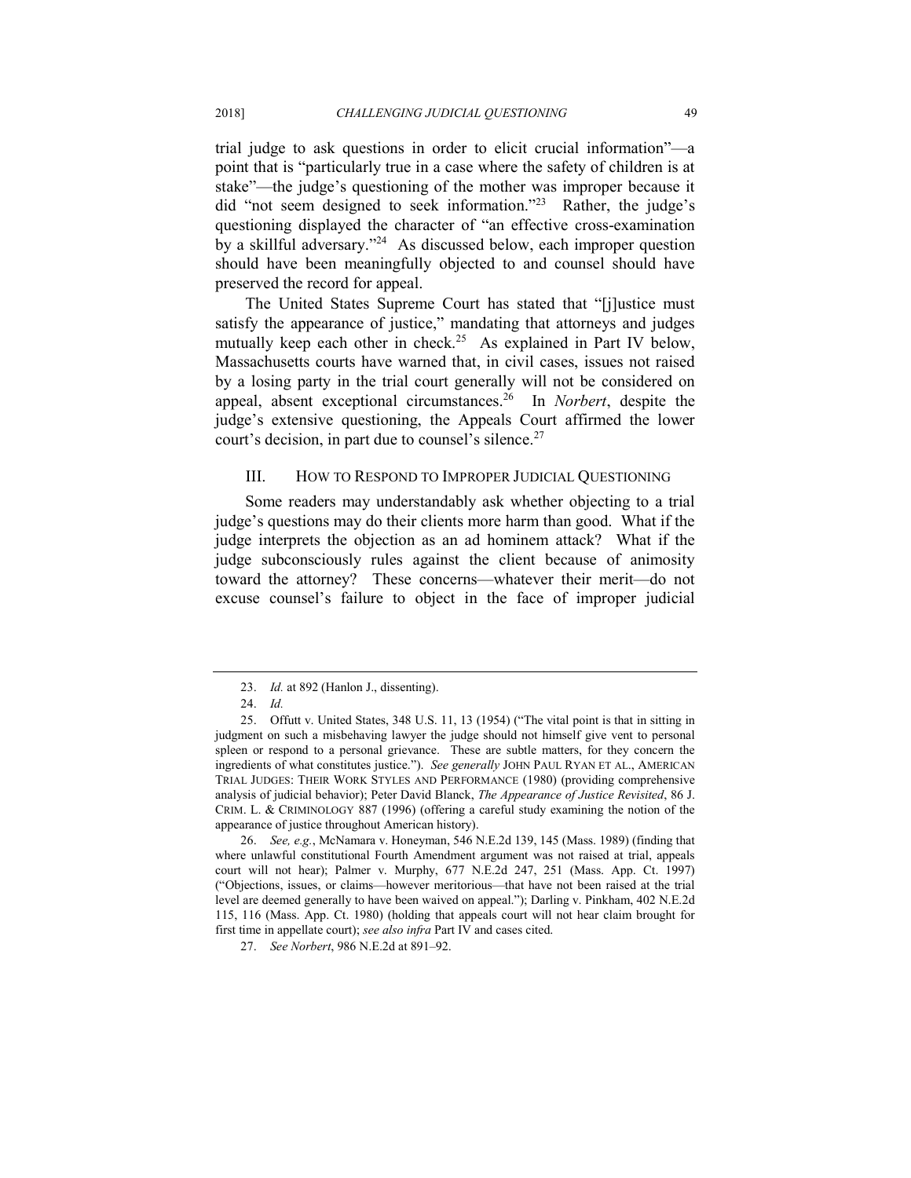trial judge to ask questions in order to elicit crucial information"—a point that is "particularly true in a case where the safety of children is at stake"—the judge's questioning of the mother was improper because it did "not seem designed to seek information."[23] Rather, the judge's questioning displayed the character of "an effective cross-examination by a skillful adversary."[24] As discussed below, each improper question should have been meaningfully objected to and counsel should have preserved the record for appeal.

The United States Supreme Court has stated that "[j]ustice must satisfy the appearance of justice," mandating that attorneys and judges mutually keep each other in check.[25] As explained in Part IV below, Massachusetts courts have warned that, in civil cases, issues not raised by a losing party in the trial court generally will not be considered on appeal, absent exceptional circumstances.[26] In *Norbert*, despite the judge's extensive questioning, the Appeals Court affirmed the lower court's decision, in part due to counsel's silence.[27]

## III. How to Respond to Improper Judicial Questioning

Some readers may understandably ask whether objecting to a trial judge's questions may do their clients more harm than good. What if the judge interprets the objection as an ad hominem attack? What if the judge subconsciously rules against the client because of animosity toward the attorney? These concerns—whatever their merit—do not excuse counsel's failure to object in the face of improper judicial

---

23. *Id.* at 892 (Hanlon J., dissenting).

24. *Id.*

25. Offutt v. United States, 348 U.S. 11, 13 (1954) ("The vital point is that in sitting in judgment on such a misbehaving lawyer the judge should not himself give vent to personal spleen or respond to a personal grievance. These are subtle matters, for they concern the ingredients of what constitutes justice."). *See generally* JOHN PAUL RYAN ET AL., AMERICAN TRIAL JUDGES: THEIR WORK STYLES AND PERFORMANCE (1980) (providing comprehensive analysis of judicial behavior); Peter David Blanck, *The Appearance of Justice Revisited*, 86 J. CRIM. L. & CRIMINOLOGY 887 (1996) (offering a careful study examining the notion of the appearance of justice throughout American history).

26. *See, e.g.*, McNamara v. Honeyman, 546 N.E.2d 139, 145 (Mass. 1989) (finding that where unlawful constitutional Fourth Amendment argument was not raised at trial, appeals court will not hear); Palmer v. Murphy, 677 N.E.2d 247, 251 (Mass. App. Ct. 1997) ("Objections, issues, or claims—however meritorious—that have not been raised at the trial level are deemed generally to have been waived on appeal."); Darling v. Pinkham, 402 N.E.2d 115, 116 (Mass. App. Ct. 1980) (holding that appeals court will not hear claim brought for first time in appellate court); *see also infra* Part IV and cases cited.

27. *See Norbert*, 986 N.E.2d at 891–92.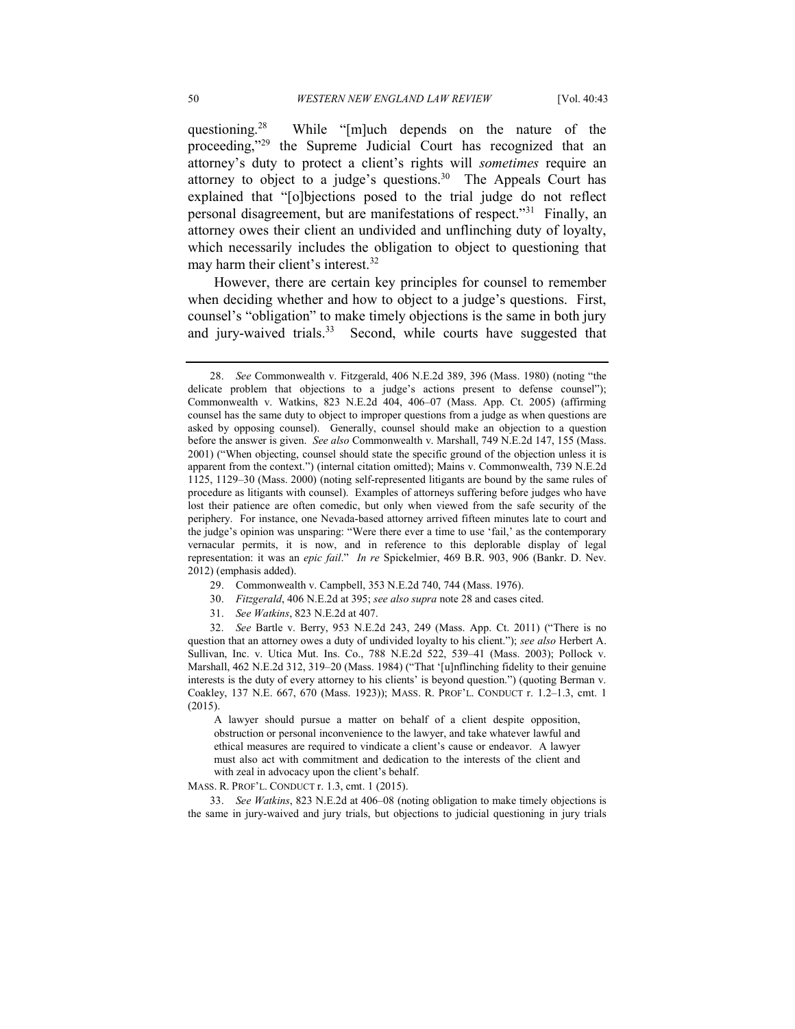questioning.[28] While "[m]uch depends on the nature of the proceeding,"[29] the Supreme Judicial Court has recognized that an attorney's duty to protect a client's rights will *sometimes* require an attorney to object to a judge's questions.[30] The Appeals Court has explained that "[o]bjections posed to the trial judge do not reflect personal disagreement, but are manifestations of respect."[31] Finally, an attorney owes their client an undivided and unflinching duty of loyalty, which necessarily includes the obligation to object to questioning that may harm their client's interest.[32]

However, there are certain key principles for counsel to remember when deciding whether and how to object to a judge's questions. First, counsel's "obligation" to make timely objections is the same in both jury and jury-waived trials.[33] Second, while courts have suggested that

---

28. *See* Commonwealth v. Fitzgerald, 406 N.E.2d 389, 396 (Mass. 1980) (noting "the delicate problem that objections to a judge's actions present to defense counsel"); Commonwealth v. Watkins, 823 N.E.2d 404, 406–07 (Mass. App. Ct. 2005) (affirming counsel has the same duty to object to improper questions from a judge as when questions are asked by opposing counsel). Generally, counsel should make an objection to a question before the answer is given. *See also* Commonwealth v. Marshall, 749 N.E.2d 147, 155 (Mass. 2001) ("When objecting, counsel should state the specific ground of the objection unless it is apparent from the context.") (internal citation omitted); Mains v. Commonwealth, 739 N.E.2d 1125, 1129–30 (Mass. 2000) (noting self-represented litigants are bound by the same rules of procedure as litigants with counsel). Examples of attorneys suffering before judges who have lost their patience are often comedic, but only when viewed from the safe security of the periphery. For instance, one Nevada-based attorney arrived fifteen minutes late to court and the judge's opinion was unsparing: "Were there ever a time to use 'fail,' as the contemporary vernacular permits, it is now, and in reference to this deplorable display of legal representation: it was an *epic fail*." *In re* Spickelmier, 469 B.R. 903, 906 (Bankr. D. Nev. 2012) (emphasis added).

29. Commonwealth v. Campbell, 353 N.E.2d 740, 744 (Mass. 1976).

30. *Fitzgerald*, 406 N.E.2d at 395; *see also supra* note 28 and cases cited.

31. *See Watkins*, 823 N.E.2d at 407.

32. *See* Bartle v. Berry, 953 N.E.2d 243, 249 (Mass. App. Ct. 2011) ("There is no question that an attorney owes a duty of undivided loyalty to his client."); *see also* Herbert A. Sullivan, Inc. v. Utica Mut. Ins. Co., 788 N.E.2d 522, 539–41 (Mass. 2003); Pollock v. Marshall, 462 N.E.2d 312, 319–20 (Mass. 1984) ("That '[u]nflinching fidelity to their genuine interests is the duty of every attorney to his clients' is beyond question.") (quoting Berman v. Coakley, 137 N.E. 667, 670 (Mass. 1923)); MASS. R. PROF'L. CONDUCT r. 1.2–1.3, cmt. 1 (2015).

> A lawyer should pursue a matter on behalf of a client despite opposition, obstruction or personal inconvenience to the lawyer, and take whatever lawful and ethical measures are required to vindicate a client's cause or endeavor. A lawyer must also act with commitment and dedication to the interests of the client and with zeal in advocacy upon the client's behalf.

MASS. R. PROF'L. CONDUCT r. 1.3, cmt. 1 (2015).

33. *See Watkins*, 823 N.E.2d at 406–08 (noting obligation to make timely objections is the same in jury-waived and jury trials, but objections to judicial questioning in jury trials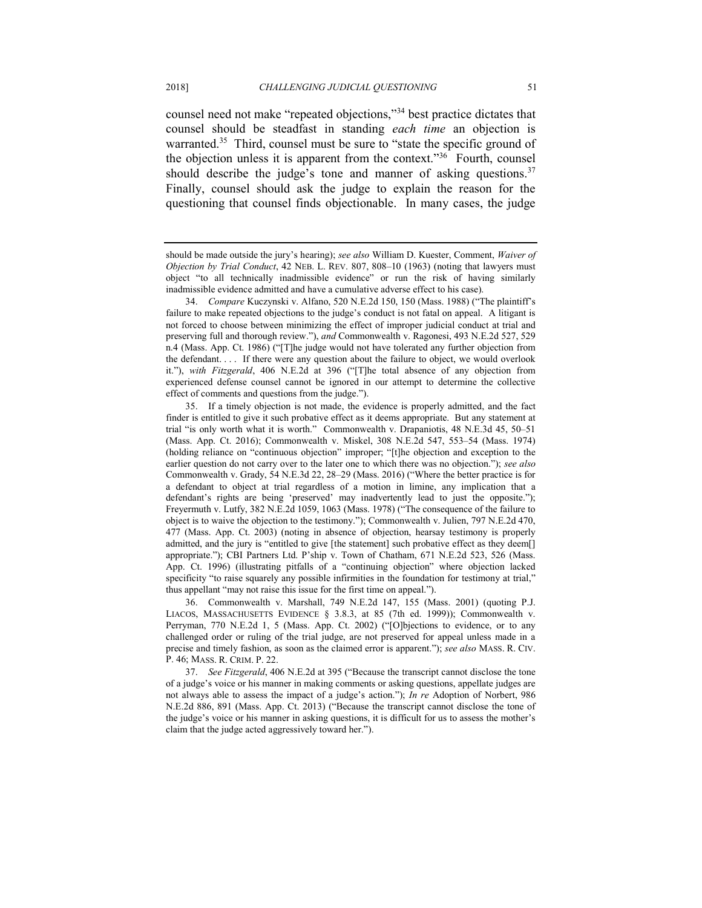counsel need not make "repeated objections,"[34] best practice dictates that counsel should be steadfast in standing *each time* an objection is warranted.[35] Third, counsel must be sure to "state the specific ground of the objection unless it is apparent from the context."[36] Fourth, counsel should describe the judge's tone and manner of asking questions.[37] Finally, counsel should ask the judge to explain the reason for the questioning that counsel finds objectionable. In many cases, the judge

---

should be made outside the jury's hearing); *see also* William D. Kuester, Comment, *Waiver of Objection by Trial Conduct*, 42 NEB. L. REV. 807, 808–10 (1963) (noting that lawyers must object "to all technically inadmissible evidence" or run the risk of having similarly inadmissible evidence admitted and have a cumulative adverse effect to his case).

34. *Compare* Kuczynski v. Alfano, 520 N.E.2d 150, 150 (Mass. 1988) ("The plaintiff's failure to make repeated objections to the judge's conduct is not fatal on appeal. A litigant is not forced to choose between minimizing the effect of improper judicial conduct at trial and preserving full and thorough review."), *and* Commonwealth v. Ragonesi, 493 N.E.2d 527, 529 n.4 (Mass. App. Ct. 1986) ("[T]he judge would not have tolerated any further objection from the defendant. . . . If there were any question about the failure to object, we would overlook it."), *with Fitzgerald*, 406 N.E.2d at 396 ("[T]he total absence of any objection from experienced defense counsel cannot be ignored in our attempt to determine the collective effect of comments and questions from the judge.").

35. If a timely objection is not made, the evidence is properly admitted, and the fact finder is entitled to give it such probative effect as it deems appropriate. But any statement at trial "is only worth what it is worth." Commonwealth v. Drapaniotis, 48 N.E.3d 45, 50–51 (Mass. App. Ct. 2016); Commonwealth v. Miskel, 308 N.E.2d 547, 553–54 (Mass. 1974) (holding reliance on "continuous objection" improper; "[t]he objection and exception to the earlier question do not carry over to the later one to which there was no objection."); *see also* Commonwealth v. Grady, 54 N.E.3d 22, 28–29 (Mass. 2016) ("Where the better practice is for a defendant to object at trial regardless of a motion in limine, any implication that a defendant's rights are being 'preserved' may inadvertently lead to just the opposite."); Freyermuth v. Lutfy, 382 N.E.2d 1059, 1063 (Mass. 1978) ("The consequence of the failure to object is to waive the objection to the testimony."); Commonwealth v. Julien, 797 N.E.2d 470, 477 (Mass. App. Ct. 2003) (noting in absence of objection, hearsay testimony is properly admitted, and the jury is "entitled to give [the statement] such probative effect as they deem[] appropriate."); CBI Partners Ltd. P'ship v. Town of Chatham, 671 N.E.2d 523, 526 (Mass. App. Ct. 1996) (illustrating pitfalls of a "continuing objection" where objection lacked specificity "to raise squarely any possible infirmities in the foundation for testimony at trial," thus appellant "may not raise this issue for the first time on appeal.").

36. Commonwealth v. Marshall, 749 N.E.2d 147, 155 (Mass. 2001) (quoting P.J. LIACOS, MASSACHUSETTS EVIDENCE § 3.8.3, at 85 (7th ed. 1999)); Commonwealth v. Perryman, 770 N.E.2d 1, 5 (Mass. App. Ct. 2002) ("[O]bjections to evidence, or to any challenged order or ruling of the trial judge, are not preserved for appeal unless made in a precise and timely fashion, as soon as the claimed error is apparent."); *see also* MASS. R. CIV. P. 46; MASS. R. CRIM. P. 22.

37. *See Fitzgerald*, 406 N.E.2d at 395 ("Because the transcript cannot disclose the tone of a judge's voice or his manner in making comments or asking questions, appellate judges are not always able to assess the impact of a judge's action."); *In re* Adoption of Norbert, 986 N.E.2d 886, 891 (Mass. App. Ct. 2013) ("Because the transcript cannot disclose the tone of the judge's voice or his manner in asking questions, it is difficult for us to assess the mother's claim that the judge acted aggressively toward her.").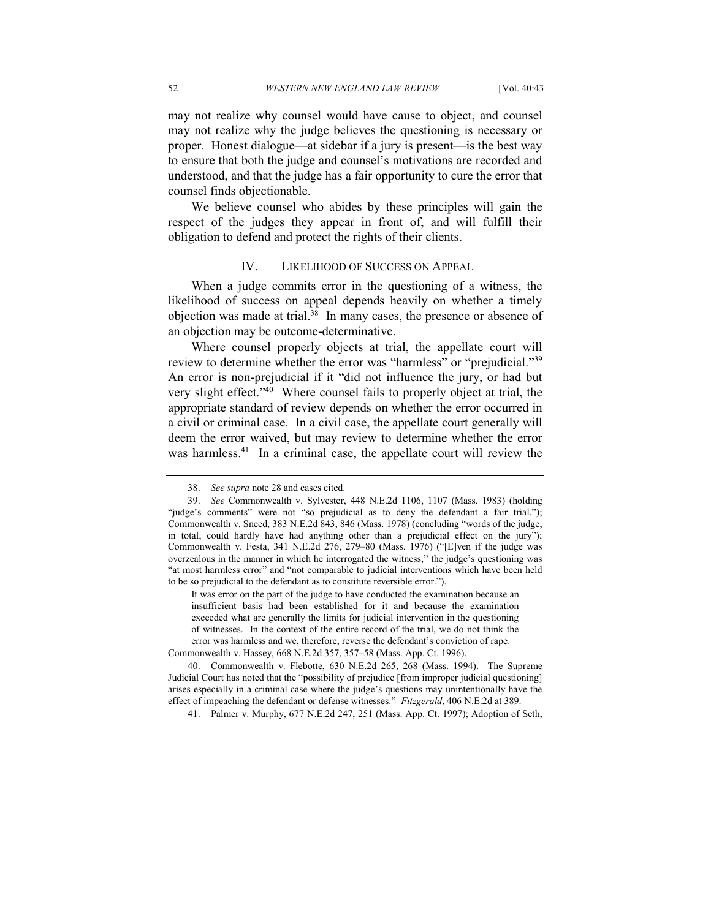may not realize why counsel would have cause to object, and counsel may not realize why the judge believes the questioning is necessary or proper. Honest dialogue—at sidebar if a jury is present—is the best way to ensure that both the judge and counsel's motivations are recorded and understood, and that the judge has a fair opportunity to cure the error that counsel finds objectionable.

We believe counsel who abides by these principles will gain the respect of the judges they appear in front of, and will fulfill their obligation to defend and protect the rights of their clients.

## IV. Likelihood of Success on Appeal

When a judge commits error in the questioning of a witness, the likelihood of success on appeal depends heavily on whether a timely objection was made at trial.[38] In many cases, the presence or absence of an objection may be outcome-determinative.

Where counsel properly objects at trial, the appellate court will review to determine whether the error was "harmless" or "prejudicial."[39] An error is non-prejudicial if it "did not influence the jury, or had but very slight effect."[40] Where counsel fails to properly object at trial, the appropriate standard of review depends on whether the error occurred in a civil or criminal case. In a civil case, the appellate court generally will deem the error waived, but may review to determine whether the error was harmless.[41] In a criminal case, the appellate court will review the

---

38. *See supra* note 28 and cases cited.

39. *See* Commonwealth v. Sylvester, 448 N.E.2d 1106, 1107 (Mass. 1983) (holding "judge's comments" were not "so prejudicial as to deny the defendant a fair trial."); Commonwealth v. Sneed, 383 N.E.2d 843, 846 (Mass. 1978) (concluding "words of the judge, in total, could hardly have had anything other than a prejudicial effect on the jury"); Commonwealth v. Festa, 341 N.E.2d 276, 279–80 (Mass. 1976) ("[E]ven if the judge was overzealous in the manner in which he interrogated the witness," the judge's questioning was "at most harmless error" and "not comparable to judicial interventions which have been held to be so prejudicial to the defendant as to constitute reversible error.").

> It was error on the part of the judge to have conducted the examination because an insufficient basis had been established for it and because the examination exceeded what are generally the limits for judicial intervention in the questioning of witnesses. In the context of the entire record of the trial, we do not think the error was harmless and we, therefore, reverse the defendant's conviction of rape.

Commonwealth v. Hassey, 668 N.E.2d 357, 357–58 (Mass. App. Ct. 1996).

40. Commonwealth v. Flebotte, 630 N.E.2d 265, 268 (Mass. 1994). The Supreme Judicial Court has noted that the "possibility of prejudice [from improper judicial questioning] arises especially in a criminal case where the judge's questions may unintentionally have the effect of impeaching the defendant or defense witnesses." *Fitzgerald*, 406 N.E.2d at 389.

41. Palmer v. Murphy, 677 N.E.2d 247, 251 (Mass. App. Ct. 1997); Adoption of Seth,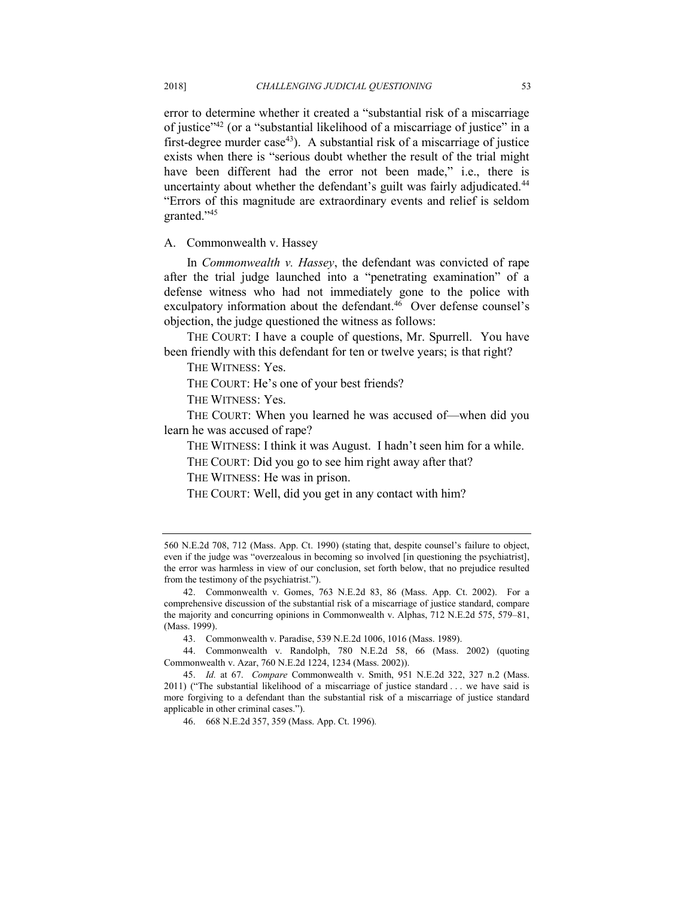error to determine whether it created a "substantial risk of a miscarriage of justice"[42] (or a "substantial likelihood of a miscarriage of justice" in a first-degree murder case[43]). A substantial risk of a miscarriage of justice exists when there is "serious doubt whether the result of the trial might have been different had the error not been made," i.e., there is uncertainty about whether the defendant's guilt was fairly adjudicated.[44] "Errors of this magnitude are extraordinary events and relief is seldom granted."[45]

## A. Commonwealth v. Hassey

In *Commonwealth v. Hassey*, the defendant was convicted of rape after the trial judge launched into a "penetrating examination" of a defense witness who had not immediately gone to the police with exculpatory information about the defendant.[46] Over defense counsel's objection, the judge questioned the witness as follows:

THE COURT: I have a couple of questions, Mr. Spurrell. You have been friendly with this defendant for ten or twelve years; is that right?

THE WITNESS: Yes.

THE COURT: He's one of your best friends?

THE WITNESS: Yes.

THE COURT: When you learned he was accused of—when did you learn he was accused of rape?

THE WITNESS: I think it was August. I hadn't seen him for a while.

THE COURT: Did you go to see him right away after that?

THE WITNESS: He was in prison.

THE COURT: Well, did you get in any contact with him?

---

560 N.E.2d 708, 712 (Mass. App. Ct. 1990) (stating that, despite counsel's failure to object, even if the judge was "overzealous in becoming so involved [in questioning the psychiatrist], the error was harmless in view of our conclusion, set forth below, that no prejudice resulted from the testimony of the psychiatrist.").

42. Commonwealth v. Gomes, 763 N.E.2d 83, 86 (Mass. App. Ct. 2002). For a comprehensive discussion of the substantial risk of a miscarriage of justice standard, compare the majority and concurring opinions in Commonwealth v. Alphas, 712 N.E.2d 575, 579–81, (Mass. 1999).

43. Commonwealth v. Paradise, 539 N.E.2d 1006, 1016 (Mass. 1989).

44. Commonwealth v. Randolph, 780 N.E.2d 58, 66 (Mass. 2002) (quoting Commonwealth v. Azar, 760 N.E.2d 1224, 1234 (Mass. 2002)).

45. *Id.* at 67. *Compare* Commonwealth v. Smith, 951 N.E.2d 322, 327 n.2 (Mass. 2011) ("The substantial likelihood of a miscarriage of justice standard . . . we have said is more forgiving to a defendant than the substantial risk of a miscarriage of justice standard applicable in other criminal cases.").

46. 668 N.E.2d 357, 359 (Mass. App. Ct. 1996).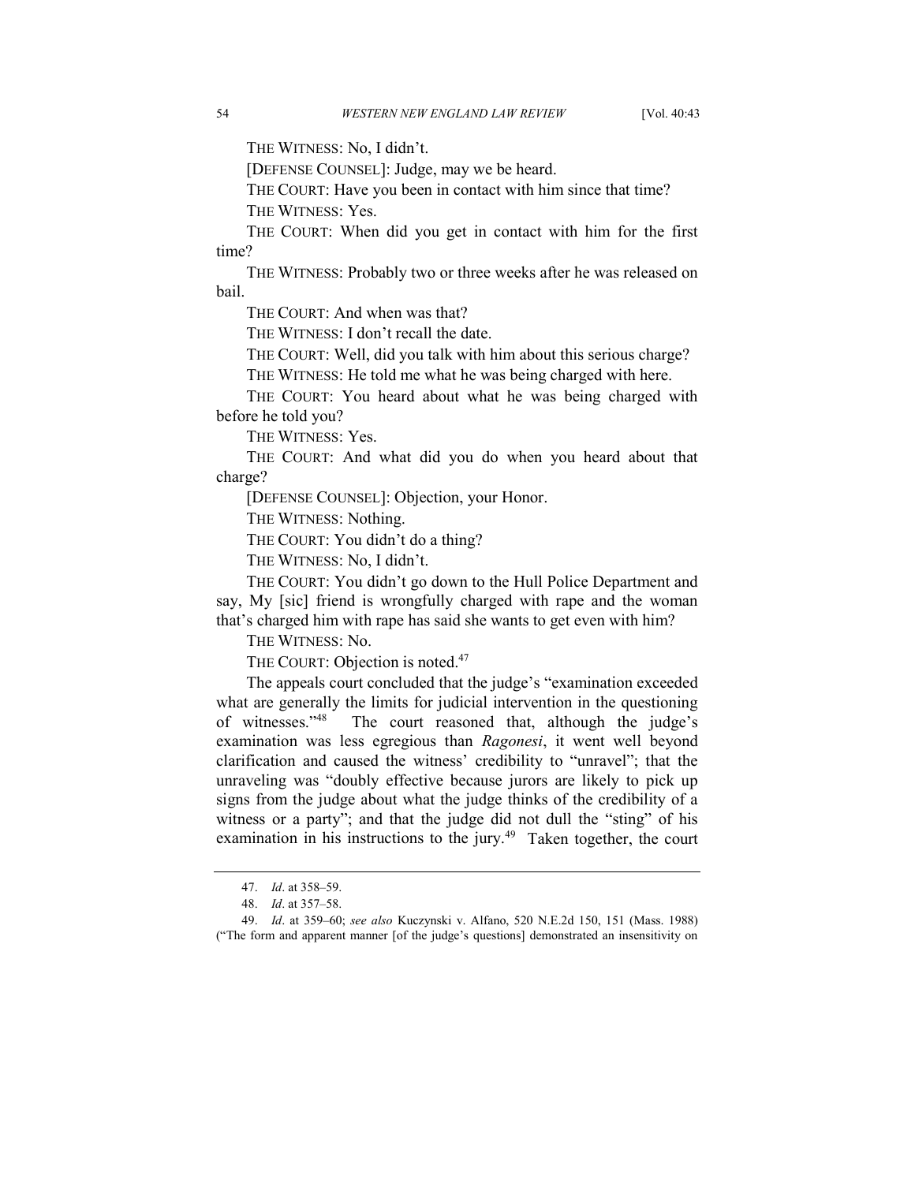THE WITNESS: No, I didn't.

[DEFENSE COUNSEL]: Judge, may we be heard.

THE COURT: Have you been in contact with him since that time?

THE WITNESS: Yes.

THE COURT: When did you get in contact with him for the first time?

THE WITNESS: Probably two or three weeks after he was released on bail.

THE COURT: And when was that?

THE WITNESS: I don't recall the date.

THE COURT: Well, did you talk with him about this serious charge?

THE WITNESS: He told me what he was being charged with here.

THE COURT: You heard about what he was being charged with before he told you?

THE WITNESS: Yes.

THE COURT: And what did you do when you heard about that charge?

[DEFENSE COUNSEL]: Objection, your Honor.

THE WITNESS: Nothing.

THE COURT: You didn't do a thing?

THE WITNESS: No, I didn't.

THE COURT: You didn't go down to the Hull Police Department and say, My [sic] friend is wrongfully charged with rape and the woman that's charged him with rape has said she wants to get even with him?

THE WITNESS: No.

THE COURT: Objection is noted.[47]

The appeals court concluded that the judge's "examination exceeded what are generally the limits for judicial intervention in the questioning of witnesses."[48] The court reasoned that, although the judge's examination was less egregious than *Ragonesi*, it went well beyond clarification and caused the witness' credibility to "unravel"; that the unraveling was "doubly effective because jurors are likely to pick up signs from the judge about what the judge thinks of the credibility of a witness or a party"; and that the judge did not dull the "sting" of his examination in his instructions to the jury.[49] Taken together, the court

---

47. *Id*. at 358–59.

48. *Id*. at 357–58.

49. *Id*. at 359–60; *see also* Kuczynski v. Alfano, 520 N.E.2d 150, 151 (Mass. 1988) ("The form and apparent manner [of the judge's questions] demonstrated an insensitivity on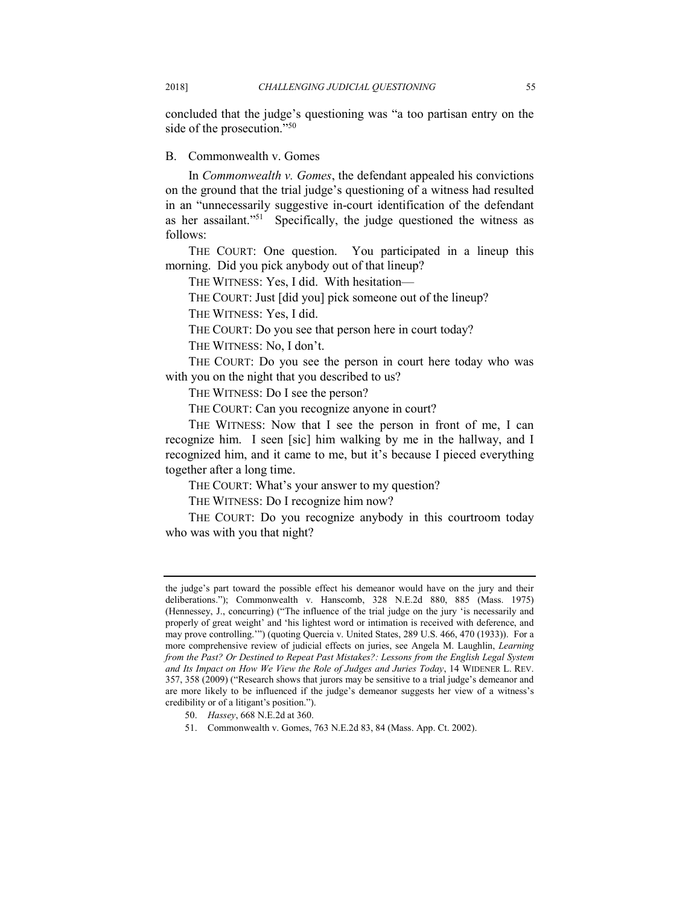concluded that the judge's questioning was "a too partisan entry on the side of the prosecution."[50]

## B. Commonwealth v. Gomes

In *Commonwealth v. Gomes*, the defendant appealed his convictions on the ground that the trial judge's questioning of a witness had resulted in an "unnecessarily suggestive in-court identification of the defendant as her assailant."[51] Specifically, the judge questioned the witness as follows:

THE COURT: One question. You participated in a lineup this morning. Did you pick anybody out of that lineup?

THE WITNESS: Yes, I did. With hesitation—

THE COURT: Just [did you] pick someone out of the lineup?

THE WITNESS: Yes, I did.

THE COURT: Do you see that person here in court today?

THE WITNESS: No, I don't.

THE COURT: Do you see the person in court here today who was with you on the night that you described to us?

THE WITNESS: Do I see the person?

THE COURT: Can you recognize anyone in court?

THE WITNESS: Now that I see the person in front of me, I can recognize him. I seen [sic] him walking by me in the hallway, and I recognized him, and it came to me, but it's because I pieced everything together after a long time.

THE COURT: What's your answer to my question?

THE WITNESS: Do I recognize him now?

THE COURT: Do you recognize anybody in this courtroom today who was with you that night?

---

the judge's part toward the possible effect his demeanor would have on the jury and their deliberations."); Commonwealth v. Hanscomb, 328 N.E.2d 880, 885 (Mass. 1975) (Hennessey, J., concurring) ("The influence of the trial judge on the jury 'is necessarily and properly of great weight' and 'his lightest word or intimation is received with deference, and may prove controlling.'") (quoting Quercia v. United States, 289 U.S. 466, 470 (1933)). For a more comprehensive review of judicial effects on juries, see Angela M. Laughlin, *Learning from the Past? Or Destined to Repeat Past Mistakes?: Lessons from the English Legal System and Its Impact on How We View the Role of Judges and Juries Today*, 14 WIDENER L. REV. 357, 358 (2009) ("Research shows that jurors may be sensitive to a trial judge's demeanor and are more likely to be influenced if the judge's demeanor suggests her view of a witness's credibility or of a litigant's position.").

50. *Hassey*, 668 N.E.2d at 360.

51. Commonwealth v. Gomes, 763 N.E.2d 83, 84 (Mass. App. Ct. 2002).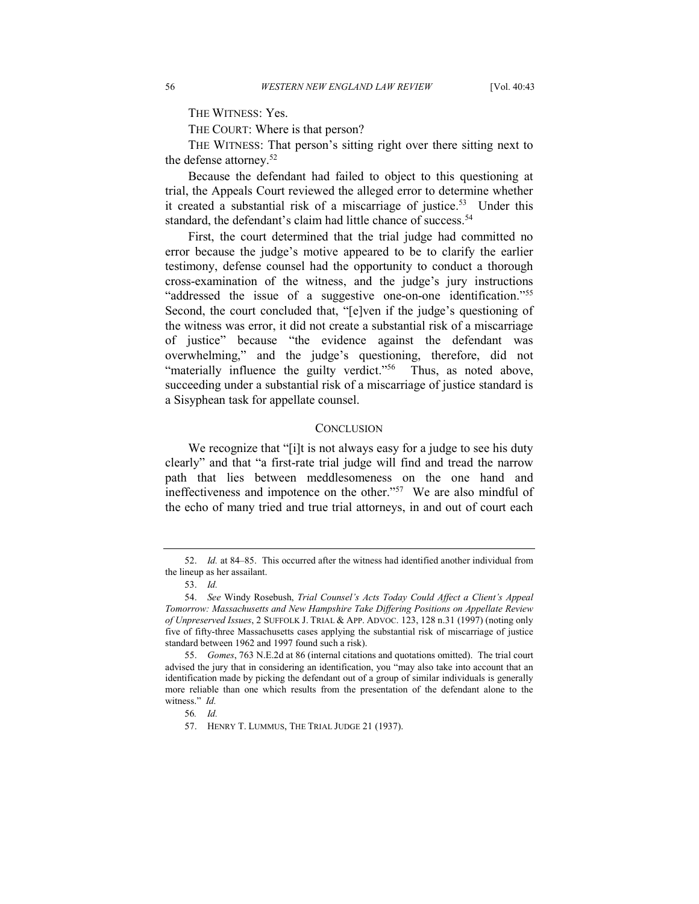THE WITNESS: Yes.

THE COURT: Where is that person?

THE WITNESS: That person's sitting right over there sitting next to the defense attorney.[52]

Because the defendant had failed to object to this questioning at trial, the Appeals Court reviewed the alleged error to determine whether it created a substantial risk of a miscarriage of justice.[53] Under this standard, the defendant's claim had little chance of success.[54]

First, the court determined that the trial judge had committed no error because the judge's motive appeared to be to clarify the earlier testimony, defense counsel had the opportunity to conduct a thorough cross-examination of the witness, and the judge's jury instructions "addressed the issue of a suggestive one-on-one identification."[55] Second, the court concluded that, "[e]ven if the judge's questioning of the witness was error, it did not create a substantial risk of a miscarriage of justice" because "the evidence against the defendant was overwhelming," and the judge's questioning, therefore, did not "materially influence the guilty verdict."[56] Thus, as noted above, succeeding under a substantial risk of a miscarriage of justice standard is a Sisyphean task for appellate counsel.

## CONCLUSION

We recognize that "[i]t is not always easy for a judge to see his duty clearly" and that "a first-rate trial judge will find and tread the narrow path that lies between meddlesomeness on the one hand and ineffectiveness and impotence on the other."[57] We are also mindful of the echo of many tried and true trial attorneys, in and out of court each

---

52. *Id.* at 84–85. This occurred after the witness had identified another individual from the lineup as her assailant.

53. *Id.*

54. *See* Windy Rosebush, *Trial Counsel's Acts Today Could Affect a Client's Appeal Tomorrow: Massachusetts and New Hampshire Take Differing Positions on Appellate Review of Unpreserved Issues*, 2 SUFFOLK J. TRIAL & APP. ADVOC. 123, 128 n.31 (1997) (noting only five of fifty-three Massachusetts cases applying the substantial risk of miscarriage of justice standard between 1962 and 1997 found such a risk).

55. *Gomes*, 763 N.E.2d at 86 (internal citations and quotations omitted). The trial court advised the jury that in considering an identification, you "may also take into account that an identification made by picking the defendant out of a group of similar individuals is generally more reliable than one which results from the presentation of the defendant alone to the witness." *Id.*

56. *Id.*

57. HENRY T. LUMMUS, THE TRIAL JUDGE 21 (1937).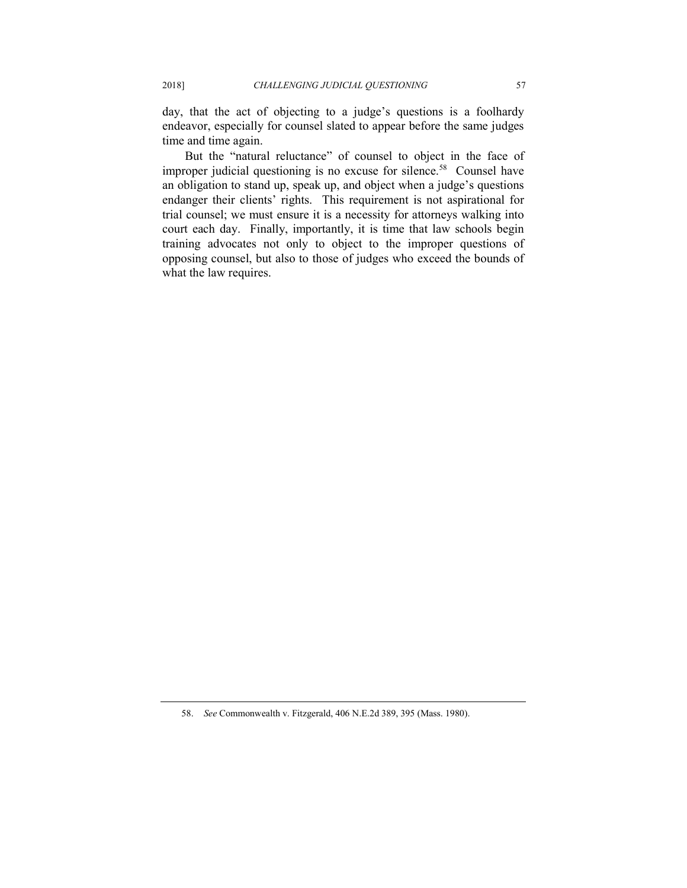day, that the act of objecting to a judge's questions is a foolhardy endeavor, especially for counsel slated to appear before the same judges time and time again.

But the "natural reluctance" of counsel to object in the face of improper judicial questioning is no excuse for silence.[58] Counsel have an obligation to stand up, speak up, and object when a judge's questions endanger their clients' rights. This requirement is not aspirational for trial counsel; we must ensure it is a necessity for attorneys walking into court each day. Finally, importantly, it is time that law schools begin training advocates not only to object to the improper questions of opposing counsel, but also to those of judges who exceed the bounds of what the law requires.

---

58. *See* Commonwealth v. Fitzgerald, 406 N.E.2d 389, 395 (Mass. 1980).